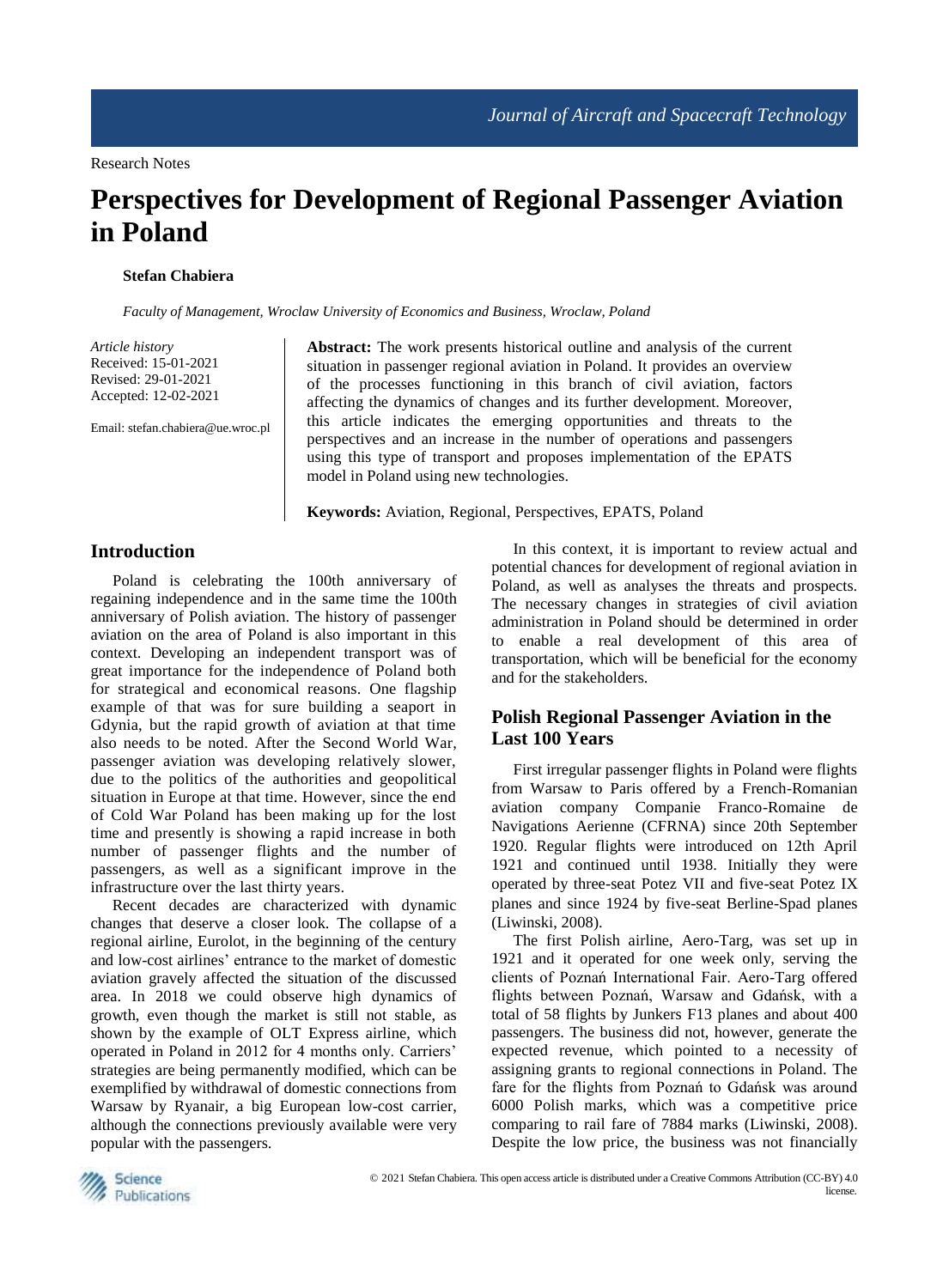Research Notes

# Perspectives for Development of Regional Passenger Aviation in Poland

**Stefan Chabiera**

*Faculty of Management, Wroclaw University of Economics and Business, Wroclaw, Poland*

*Article history*
Received: 15-01-2021
Revised: 29-01-2021
Accepted: 12-02-2021

Email: stefan.chabiera@ue.wroc.pl

**Abstract:** The work presents historical outline and analysis of the current situation in passenger regional aviation in Poland. It provides an overview of the processes functioning in this branch of civil aviation, factors affecting the dynamics of changes and its further development. Moreover, this article indicates the emerging opportunities and threats to the perspectives and an increase in the number of operations and passengers using this type of transport and proposes implementation of the EPATS model in Poland using new technologies.

**Keywords:** Aviation, Regional, Perspectives, EPATS, Poland

## Introduction

Poland is celebrating the 100th anniversary of regaining independence and in the same time the 100th anniversary of Polish aviation. The history of passenger aviation on the area of Poland is also important in this context. Developing an independent transport was of great importance for the independence of Poland both for strategical and economical reasons. One flagship example of that was for sure building a seaport in Gdynia, but the rapid growth of aviation at that time also needs to be noted. After the Second World War, passenger aviation was developing relatively slower, due to the politics of the authorities and geopolitical situation in Europe at that time. However, since the end of Cold War Poland has been making up for the lost time and presently is showing a rapid increase in both number of passenger flights and the number of passengers, as well as a significant improve in the infrastructure over the last thirty years.

Recent decades are characterized with dynamic changes that deserve a closer look. The collapse of a regional airline, Eurolot, in the beginning of the century and low-cost airlines' entrance to the market of domestic aviation gravely affected the situation of the discussed area. In 2018 we could observe high dynamics of growth, even though the market is still not stable, as shown by the example of OLT Express airline, which operated in Poland in 2012 for 4 months only. Carriers' strategies are being permanently modified, which can be exemplified by withdrawal of domestic connections from Warsaw by Ryanair, a big European low-cost carrier, although the connections previously available were very popular with the passengers.

In this context, it is important to review actual and potential chances for development of regional aviation in Poland, as well as analyses the threats and prospects. The necessary changes in strategies of civil aviation administration in Poland should be determined in order to enable a real development of this area of transportation, which will be beneficial for the economy and for the stakeholders.

## Polish Regional Passenger Aviation in the Last 100 Years

First irregular passenger flights in Poland were flights from Warsaw to Paris offered by a French-Romanian aviation company Companie Franco-Romaine de Navigations Aerienne (CFRNA) since 20th September 1920. Regular flights were introduced on 12th April 1921 and continued until 1938. Initially they were operated by three-seat Potez VII and five-seat Potez IX planes and since 1924 by five-seat Berline-Spad planes (Liwinski, 2008).

The first Polish airline, Aero-Targ, was set up in 1921 and it operated for one week only, serving the clients of Poznań International Fair. Aero-Targ offered flights between Poznań, Warsaw and Gdańsk, with a total of 58 flights by Junkers F13 planes and about 400 passengers. The business did not, however, generate the expected revenue, which pointed to a necessity of assigning grants to regional connections in Poland. The fare for the flights from Poznań to Gdańsk was around 6000 Polish marks, which was a competitive price comparing to rail fare of 7884 marks (Liwinski, 2008). Despite the low price, the business was not financially

© 2021 Stefan Chabiera. This open access article is distributed under a Creative Commons Attribution (CC-BY) 4.0 license.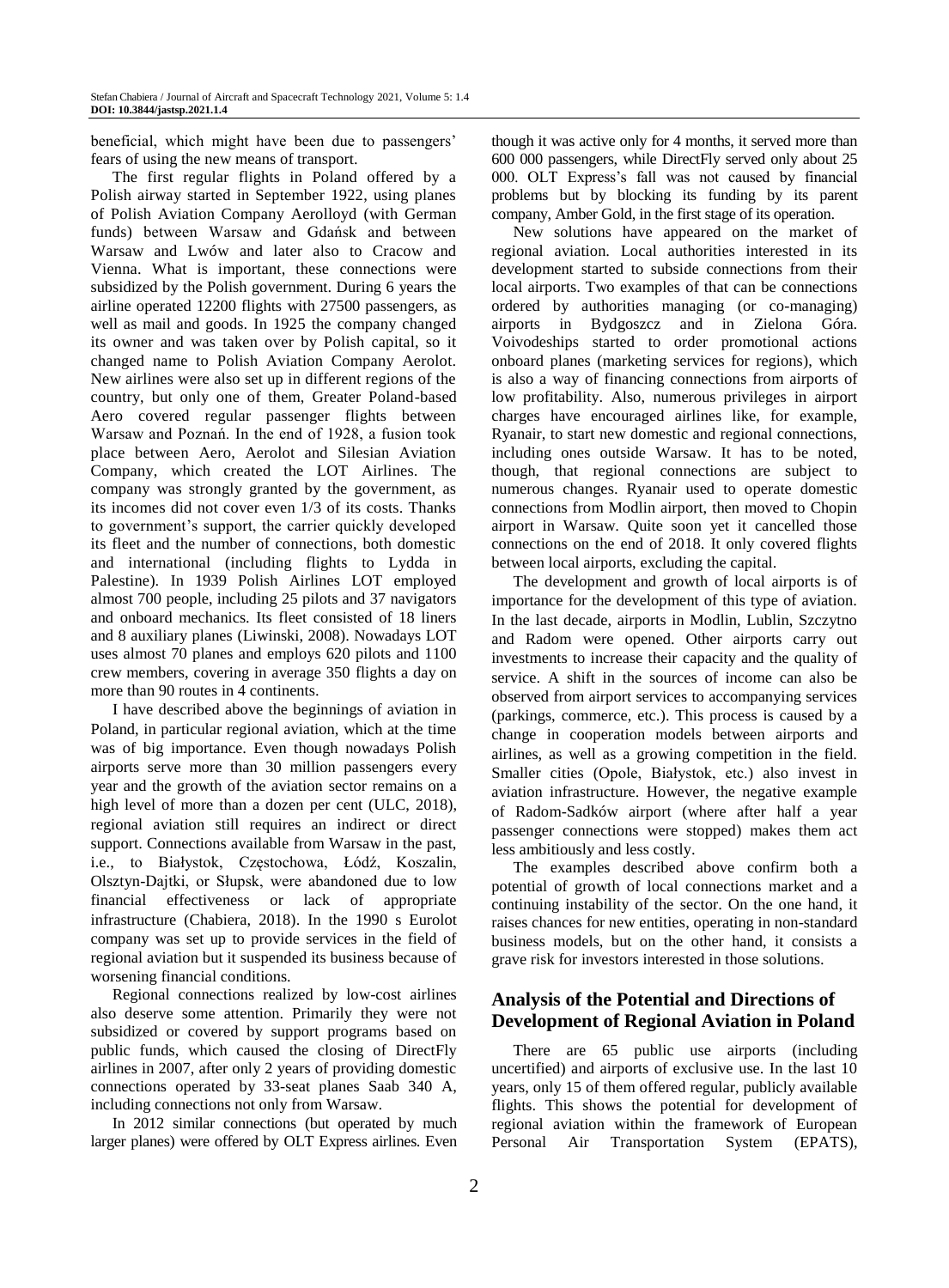beneficial, which might have been due to passengers' fears of using the new means of transport.

The first regular flights in Poland offered by a Polish airway started in September 1922, using planes of Polish Aviation Company Aerolloyd (with German funds) between Warsaw and Gdańsk and between Warsaw and Lwów and later also to Cracow and Vienna. What is important, these connections were subsidized by the Polish government. During 6 years the airline operated 12200 flights with 27500 passengers, as well as mail and goods. In 1925 the company changed its owner and was taken over by Polish capital, so it changed name to Polish Aviation Company Aerolot. New airlines were also set up in different regions of the country, but only one of them, Greater Poland-based Aero covered regular passenger flights between Warsaw and Poznań. In the end of 1928, a fusion took place between Aero, Aerolot and Silesian Aviation Company, which created the LOT Airlines. The company was strongly granted by the government, as its incomes did not cover even 1/3 of its costs. Thanks to government's support, the carrier quickly developed its fleet and the number of connections, both domestic and international (including flights to Lydda in Palestine). In 1939 Polish Airlines LOT employed almost 700 people, including 25 pilots and 37 navigators and onboard mechanics. Its fleet consisted of 18 liners and 8 auxiliary planes (Liwinski, 2008). Nowadays LOT uses almost 70 planes and employs 620 pilots and 1100 crew members, covering in average 350 flights a day on more than 90 routes in 4 continents.

I have described above the beginnings of aviation in Poland, in particular regional aviation, which at the time was of big importance. Even though nowadays Polish airports serve more than 30 million passengers every year and the growth of the aviation sector remains on a high level of more than a dozen per cent (ULC, 2018), regional aviation still requires an indirect or direct support. Connections available from Warsaw in the past, i.e., to Białystok, Częstochowa, Łódź, Koszalin, Olsztyn-Dajtki, or Słupsk, were abandoned due to low financial effectiveness or lack of appropriate infrastructure (Chabiera, 2018). In the 1990 s Eurolot company was set up to provide services in the field of regional aviation but it suspended its business because of worsening financial conditions.

Regional connections realized by low-cost airlines also deserve some attention. Primarily they were not subsidized or covered by support programs based on public funds, which caused the closing of DirectFly airlines in 2007, after only 2 years of providing domestic connections operated by 33-seat planes Saab 340 A, including connections not only from Warsaw.

In 2012 similar connections (but operated by much larger planes) were offered by OLT Express airlines. Even though it was active only for 4 months, it served more than 600 000 passengers, while DirectFly served only about 25 000. OLT Express's fall was not caused by financial problems but by blocking its funding by its parent company, Amber Gold, in the first stage of its operation.

New solutions have appeared on the market of regional aviation. Local authorities interested in its development started to subside connections from their local airports. Two examples of that can be connections ordered by authorities managing (or co-managing) airports in Bydgoszcz and in Zielona Góra. Voivodeships started to order promotional actions onboard planes (marketing services for regions), which is also a way of financing connections from airports of low profitability. Also, numerous privileges in airport charges have encouraged airlines like, for example, Ryanair, to start new domestic and regional connections, including ones outside Warsaw. It has to be noted, though, that regional connections are subject to numerous changes. Ryanair used to operate domestic connections from Modlin airport, then moved to Chopin airport in Warsaw. Quite soon yet it cancelled those connections on the end of 2018. It only covered flights between local airports, excluding the capital.

The development and growth of local airports is of importance for the development of this type of aviation. In the last decade, airports in Modlin, Lublin, Szczytno and Radom were opened. Other airports carry out investments to increase their capacity and the quality of service. A shift in the sources of income can also be observed from airport services to accompanying services (parkings, commerce, etc.). This process is caused by a change in cooperation models between airports and airlines, as well as a growing competition in the field. Smaller cities (Opole, Białystok, etc.) also invest in aviation infrastructure. However, the negative example of Radom-Sadków airport (where after half a year passenger connections were stopped) makes them act less ambitiously and less costly.

The examples described above confirm both a potential of growth of local connections market and a continuing instability of the sector. On the one hand, it raises chances for new entities, operating in non-standard business models, but on the other hand, it consists a grave risk for investors interested in those solutions.

## Analysis of the Potential and Directions of Development of Regional Aviation in Poland

There are 65 public use airports (including uncertified) and airports of exclusive use. In the last 10 years, only 15 of them offered regular, publicly available flights. This shows the potential for development of regional aviation within the framework of European Personal Air Transportation System (EPATS),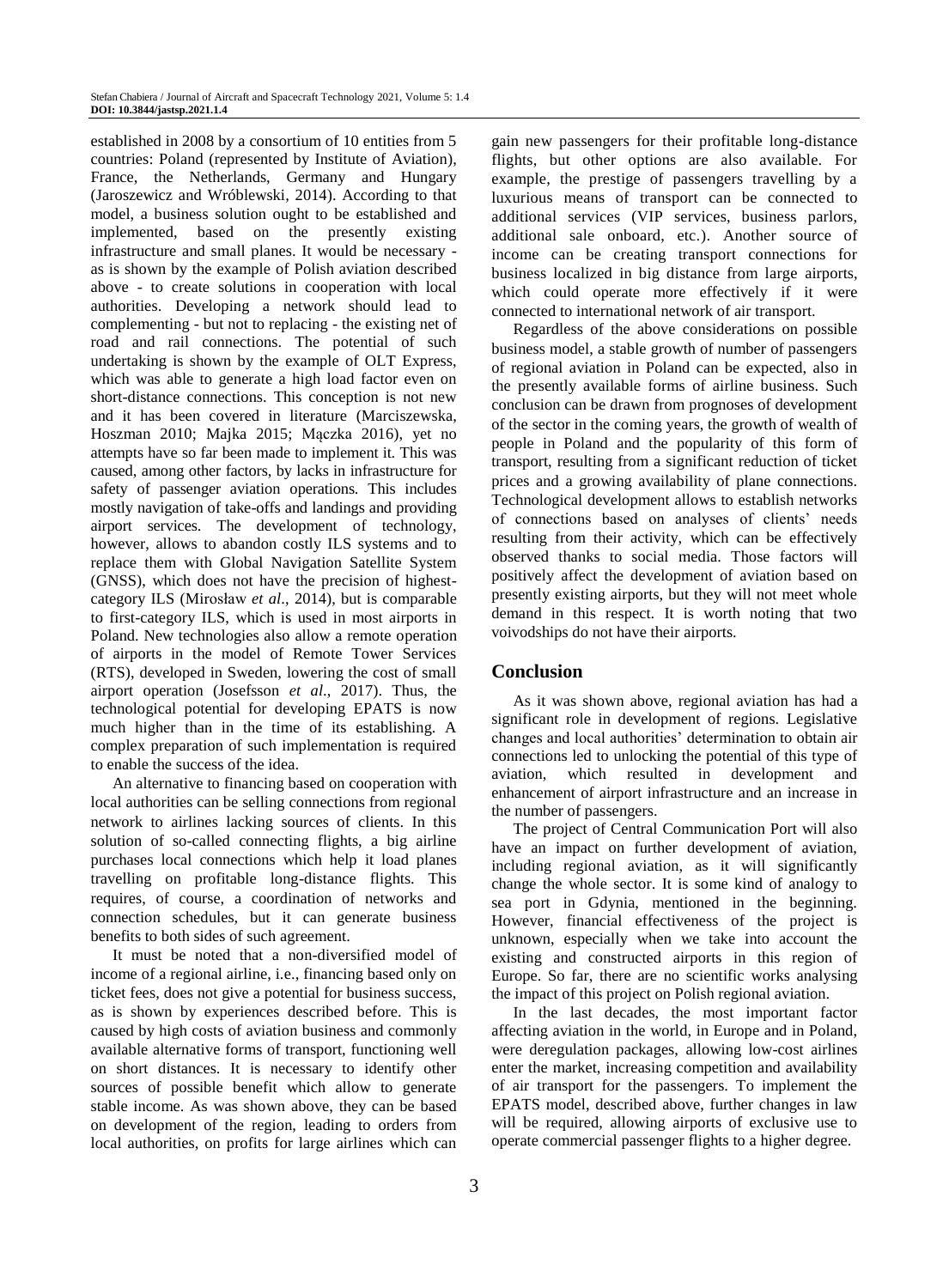established in 2008 by a consortium of 10 entities from 5 countries: Poland (represented by Institute of Aviation), France, the Netherlands, Germany and Hungary (Jaroszewicz and Wróblewski, 2014). According to that model, a business solution ought to be established and implemented, based on the presently existing infrastructure and small planes. It would be necessary - as is shown by the example of Polish aviation described above - to create solutions in cooperation with local authorities. Developing a network should lead to complementing - but not to replacing - the existing net of road and rail connections. The potential of such undertaking is shown by the example of OLT Express, which was able to generate a high load factor even on short-distance connections. This conception is not new and it has been covered in literature (Marciszewska, Hoszman 2010; Majka 2015; Mączka 2016), yet no attempts have so far been made to implement it. This was caused, among other factors, by lacks in infrastructure for safety of passenger aviation operations. This includes mostly navigation of take-offs and landings and providing airport services. The development of technology, however, allows to abandon costly ILS systems and to replace them with Global Navigation Satellite System (GNSS), which does not have the precision of highest-category ILS (Mirosław *et al*., 2014), but is comparable to first-category ILS, which is used in most airports in Poland. New technologies also allow a remote operation of airports in the model of Remote Tower Services (RTS), developed in Sweden, lowering the cost of small airport operation (Josefsson *et al*., 2017). Thus, the technological potential for developing EPATS is now much higher than in the time of its establishing. A complex preparation of such implementation is required to enable the success of the idea.

An alternative to financing based on cooperation with local authorities can be selling connections from regional network to airlines lacking sources of clients. In this solution of so-called connecting flights, a big airline purchases local connections which help it load planes travelling on profitable long-distance flights. This requires, of course, a coordination of networks and connection schedules, but it can generate business benefits to both sides of such agreement.

It must be noted that a non-diversified model of income of a regional airline, i.e., financing based only on ticket fees, does not give a potential for business success, as is shown by experiences described before. This is caused by high costs of aviation business and commonly available alternative forms of transport, functioning well on short distances. It is necessary to identify other sources of possible benefit which allow to generate stable income. As was shown above, they can be based on development of the region, leading to orders from local authorities, on profits for large airlines which can gain new passengers for their profitable long-distance flights, but other options are also available. For example, the prestige of passengers travelling by a luxurious means of transport can be connected to additional services (VIP services, business parlors, additional sale onboard, etc.). Another source of income can be creating transport connections for business localized in big distance from large airports, which could operate more effectively if it were connected to international network of air transport.

Regardless of the above considerations on possible business model, a stable growth of number of passengers of regional aviation in Poland can be expected, also in the presently available forms of airline business. Such conclusion can be drawn from prognoses of development of the sector in the coming years, the growth of wealth of people in Poland and the popularity of this form of transport, resulting from a significant reduction of ticket prices and a growing availability of plane connections. Technological development allows to establish networks of connections based on analyses of clients' needs resulting from their activity, which can be effectively observed thanks to social media. Those factors will positively affect the development of aviation based on presently existing airports, but they will not meet whole demand in this respect. It is worth noting that two voivodships do not have their airports.

## Conclusion

As it was shown above, regional aviation has had a significant role in development of regions. Legislative changes and local authorities' determination to obtain air connections led to unlocking the potential of this type of aviation, which resulted in development and enhancement of airport infrastructure and an increase in the number of passengers.

The project of Central Communication Port will also have an impact on further development of aviation, including regional aviation, as it will significantly change the whole sector. It is some kind of analogy to sea port in Gdynia, mentioned in the beginning. However, financial effectiveness of the project is unknown, especially when we take into account the existing and constructed airports in this region of Europe. So far, there are no scientific works analysing the impact of this project on Polish regional aviation.

In the last decades, the most important factor affecting aviation in the world, in Europe and in Poland, were deregulation packages, allowing low-cost airlines enter the market, increasing competition and availability of air transport for the passengers. To implement the EPATS model, described above, further changes in law will be required, allowing airports of exclusive use to operate commercial passenger flights to a higher degree.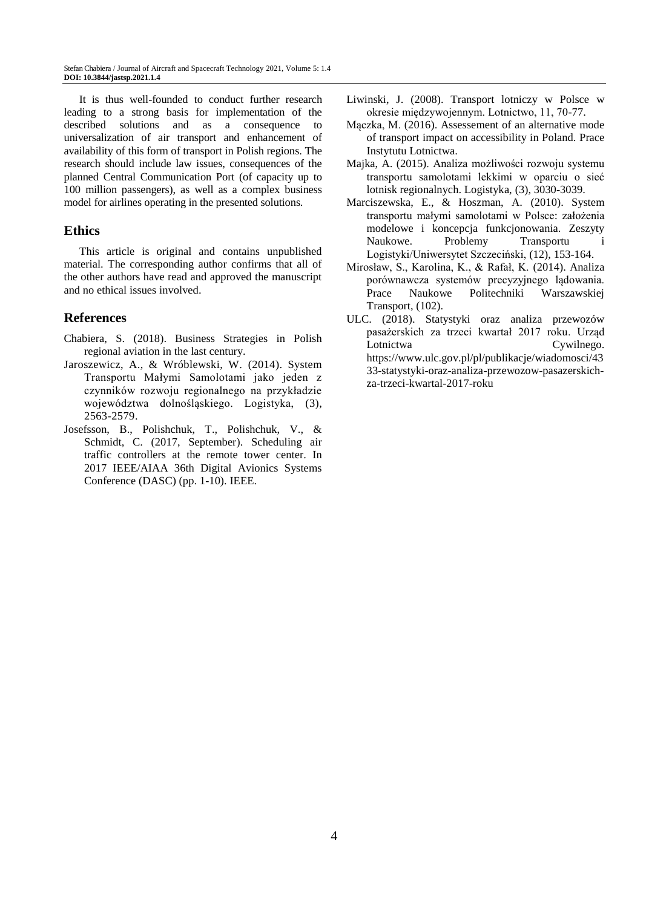It is thus well-founded to conduct further research leading to a strong basis for implementation of the described solutions and as a consequence to universalization of air transport and enhancement of availability of this form of transport in Polish regions. The research should include law issues, consequences of the planned Central Communication Port (of capacity up to 100 million passengers), as well as a complex business model for airlines operating in the presented solutions.

## Ethics

This article is original and contains unpublished material. The corresponding author confirms that all of the other authors have read and approved the manuscript and no ethical issues involved.

## References

Chabiera, S. (2018). Business Strategies in Polish regional aviation in the last century.

Jaroszewicz, A., & Wróblewski, W. (2014). System Transportu Małymi Samolotami jako jeden z czynników rozwoju regionalnego na przykładzie województwa dolnośląskiego. Logistyka, (3), 2563-2579.

Josefsson, B., Polishchuk, T., Polishchuk, V., & Schmidt, C. (2017, September). Scheduling air traffic controllers at the remote tower center. In 2017 IEEE/AIAA 36th Digital Avionics Systems Conference (DASC) (pp. 1-10). IEEE.

Liwinski, J. (2008). Transport lotniczy w Polsce w okresie międzywojennym. Lotnictwo, 11, 70-77.

Mączka, M. (2016). Assessement of an alternative mode of transport impact on accessibility in Poland. Prace Instytutu Lotnictwa.

Majka, A. (2015). Analiza możliwości rozwoju systemu transportu samolotami lekkimi w oparciu o sieć lotnisk regionalnych. Logistyka, (3), 3030-3039.

Marciszewska, E., & Hoszman, A. (2010). System transportu małymi samolotami w Polsce: założenia modelowe i koncepcja funkcjonowania. Zeszyty Naukowe. Problemy Transportu i Logistyki/Uniwersytet Szczeciński, (12), 153-164.

Mirosław, S., Karolina, K., & Rafał, K. (2014). Analiza porównawcza systemów precyzyjnego lądowania. Prace Naukowe Politechniki Warszawskiej Transport, (102).

ULC. (2018). Statystyki oraz analiza przewozów pasażerskich za trzeci kwartał 2017 roku. Urząd Lotnictwa Cywilnego. https://www.ulc.gov.pl/pl/publikacje/wiadomosci/4333-statystyki-oraz-analiza-przewozow-pasazerskich-za-trzeci-kwartal-2017-roku